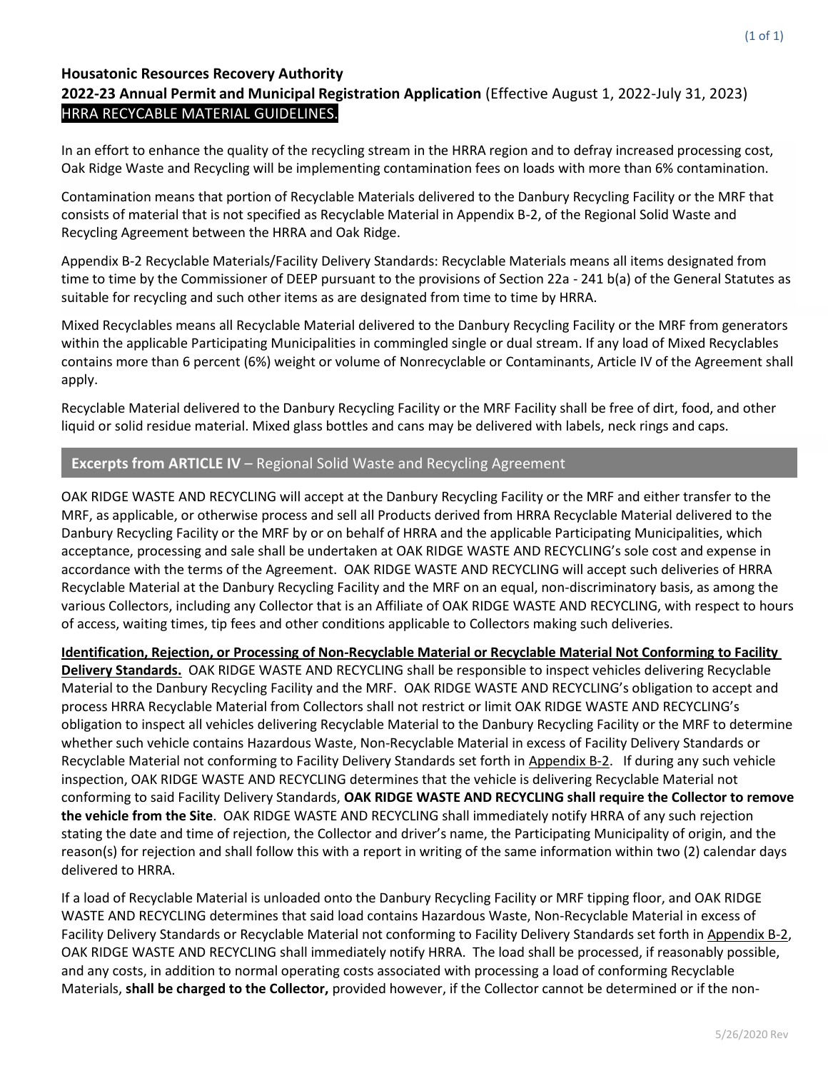## Housatonic Resources Recovery Authority

**2022-23 Annual Permit and Municipal Registration Application** (Effective August 1, 2022-July 31, 2023)

HRRA RECYCABLE MATERIAL GUIDELINES.

In an effort to enhance the quality of the recycling stream in the HRRA region and to defray increased processing cost, Oak Ridge Waste and Recycling will be implementing contamination fees on loads with more than 6% contamination.

Contamination means that portion of Recyclable Materials delivered to the Danbury Recycling Facility or the MRF that consists of material that is not specified as Recyclable Material in Appendix B-2, of the Regional Solid Waste and Recycling Agreement between the HRRA and Oak Ridge.

Appendix B-2 Recyclable Materials/Facility Delivery Standards: Recyclable Materials means all items designated from time to time by the Commissioner of DEEP pursuant to the provisions of Section 22a - 241 b(a) of the General Statutes as suitable for recycling and such other items as are designated from time to time by HRRA.

Mixed Recyclables means all Recyclable Material delivered to the Danbury Recycling Facility or the MRF from generators within the applicable Participating Municipalities in commingled single or dual stream. If any load of Mixed Recyclables contains more than 6 percent (6%) weight or volume of Nonrecyclable or Contaminants, Article IV of the Agreement shall apply.

Recyclable Material delivered to the Danbury Recycling Facility or the MRF Facility shall be free of dirt, food, and other liquid or solid residue material. Mixed glass bottles and cans may be delivered with labels, neck rings and caps.

### Excerpts from ARTICLE IV – Regional Solid Waste and Recycling Agreement

OAK RIDGE WASTE AND RECYCLING will accept at the Danbury Recycling Facility or the MRF and either transfer to the MRF, as applicable, or otherwise process and sell all Products derived from HRRA Recyclable Material delivered to the Danbury Recycling Facility or the MRF by or on behalf of HRRA and the applicable Participating Municipalities, which acceptance, processing and sale shall be undertaken at OAK RIDGE WASTE AND RECYCLING's sole cost and expense in accordance with the terms of the Agreement. OAK RIDGE WASTE AND RECYCLING will accept such deliveries of HRRA Recyclable Material at the Danbury Recycling Facility and the MRF on an equal, non-discriminatory basis, as among the various Collectors, including any Collector that is an Affiliate of OAK RIDGE WASTE AND RECYCLING, with respect to hours of access, waiting times, tip fees and other conditions applicable to Collectors making such deliveries.

**Identification, Rejection, or Processing of Non-Recyclable Material or Recyclable Material Not Conforming to Facility Delivery Standards.** OAK RIDGE WASTE AND RECYCLING shall be responsible to inspect vehicles delivering Recyclable Material to the Danbury Recycling Facility and the MRF. OAK RIDGE WASTE AND RECYCLING's obligation to accept and process HRRA Recyclable Material from Collectors shall not restrict or limit OAK RIDGE WASTE AND RECYCLING's obligation to inspect all vehicles delivering Recyclable Material to the Danbury Recycling Facility or the MRF to determine whether such vehicle contains Hazardous Waste, Non-Recyclable Material in excess of Facility Delivery Standards or Recyclable Material not conforming to Facility Delivery Standards set forth in Appendix B-2. If during any such vehicle inspection, OAK RIDGE WASTE AND RECYCLING determines that the vehicle is delivering Recyclable Material not conforming to said Facility Delivery Standards, **OAK RIDGE WASTE AND RECYCLING shall require the Collector to remove the vehicle from the Site**. OAK RIDGE WASTE AND RECYCLING shall immediately notify HRRA of any such rejection stating the date and time of rejection, the Collector and driver's name, the Participating Municipality of origin, and the reason(s) for rejection and shall follow this with a report in writing of the same information within two (2) calendar days delivered to HRRA.

If a load of Recyclable Material is unloaded onto the Danbury Recycling Facility or MRF tipping floor, and OAK RIDGE WASTE AND RECYCLING determines that said load contains Hazardous Waste, Non-Recyclable Material in excess of Facility Delivery Standards or Recyclable Material not conforming to Facility Delivery Standards set forth in Appendix B-2, OAK RIDGE WASTE AND RECYCLING shall immediately notify HRRA. The load shall be processed, if reasonably possible, and any costs, in addition to normal operating costs associated with processing a load of conforming Recyclable Materials, **shall be charged to the Collector,** provided however, if the Collector cannot be determined or if the non-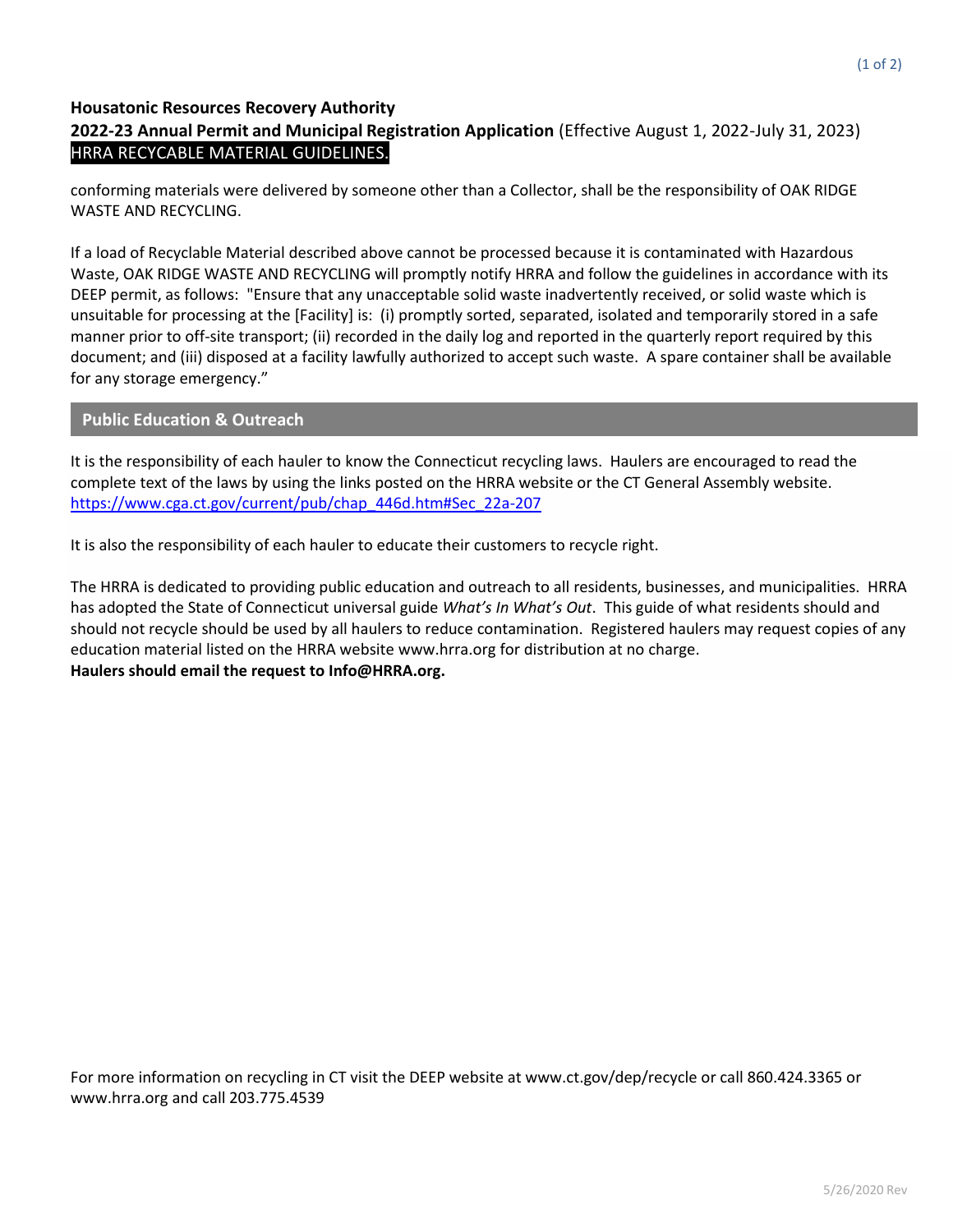**Housatonic Resources Recovery Authority**
**2022-23 Annual Permit and Municipal Registration Application** (Effective August 1, 2022-July 31, 2023)
HRRA RECYCABLE MATERIAL GUIDELINES.

conforming materials were delivered by someone other than a Collector, shall be the responsibility of OAK RIDGE WASTE AND RECYCLING.

If a load of Recyclable Material described above cannot be processed because it is contaminated with Hazardous Waste, OAK RIDGE WASTE AND RECYCLING will promptly notify HRRA and follow the guidelines in accordance with its DEEP permit, as follows: "Ensure that any unacceptable solid waste inadvertently received, or solid waste which is unsuitable for processing at the [Facility] is: (i) promptly sorted, separated, isolated and temporarily stored in a safe manner prior to off-site transport; (ii) recorded in the daily log and reported in the quarterly report required by this document; and (iii) disposed at a facility lawfully authorized to accept such waste. A spare container shall be available for any storage emergency."

## Public Education & Outreach

It is the responsibility of each hauler to know the Connecticut recycling laws. Haulers are encouraged to read the complete text of the laws by using the links posted on the HRRA website or the CT General Assembly website. https://www.cga.ct.gov/current/pub/chap_446d.htm#Sec_22a-207

It is also the responsibility of each hauler to educate their customers to recycle right.

The HRRA is dedicated to providing public education and outreach to all residents, businesses, and municipalities. HRRA has adopted the State of Connecticut universal guide *What's In What's Out*. This guide of what residents should and should not recycle should be used by all haulers to reduce contamination. Registered haulers may request copies of any education material listed on the HRRA website www.hrra.org for distribution at no charge.
**Haulers should email the request to Info@HRRA.org.**

For more information on recycling in CT visit the DEEP website at www.ct.gov/dep/recycle or call 860.424.3365 or www.hrra.org and call 203.775.4539